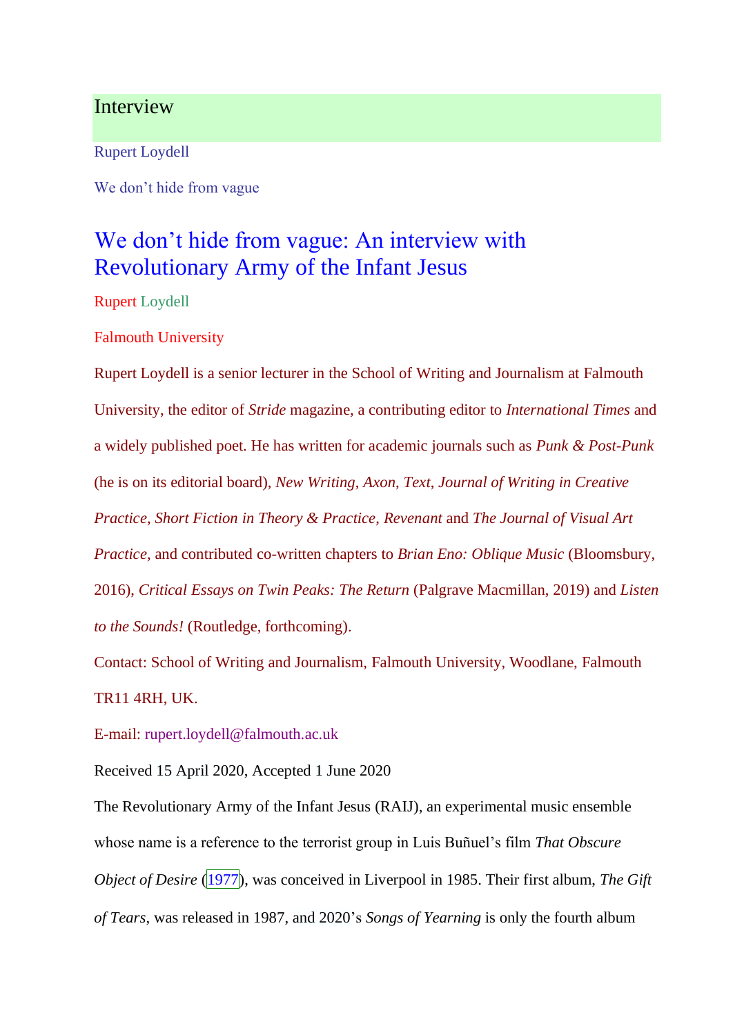Interview

Rupert Loydell

We don’t hide from vague

# We don’t hide from vague: An interview with Revolutionary Army of the Infant Jesus

Rupert Loydell

Falmouth University

Rupert Loydell is a senior lecturer in the School of Writing and Journalism at Falmouth University, the editor of *Stride* magazine, a contributing editor to *International Times* and a widely published poet. He has written for academic journals such as *Punk & Post-Punk* (he is on its editorial board), *New Writing*, *Axon*, *Text*, *Journal of Writing in Creative Practice*, *Short Fiction in Theory & Practice*, *Revenant* and *The Journal of Visual Art Practice*, and contributed co-written chapters to *Brian Eno: Oblique Music* (Bloomsbury, 2016), *Critical Essays on Twin Peaks: The Return* (Palgrave Macmillan, 2019) and *Listen to the Sounds!* (Routledge, forthcoming).

Contact: School of Writing and Journalism, Falmouth University, Woodlane, Falmouth TR11 4RH, UK.

E-mail: rupert.loydell@falmouth.ac.uk

Received 15 April 2020, Accepted 1 June 2020

The Revolutionary Army of the Infant Jesus (RAIJ), an experimental music ensemble whose name is a reference to the terrorist group in Luis Buñuel’s film *That Obscure Object of Desire* (1977), was conceived in Liverpool in 1985. Their first album, *The Gift of Tears*, was released in 1987, and 2020’s *Songs of Yearning* is only the fourth album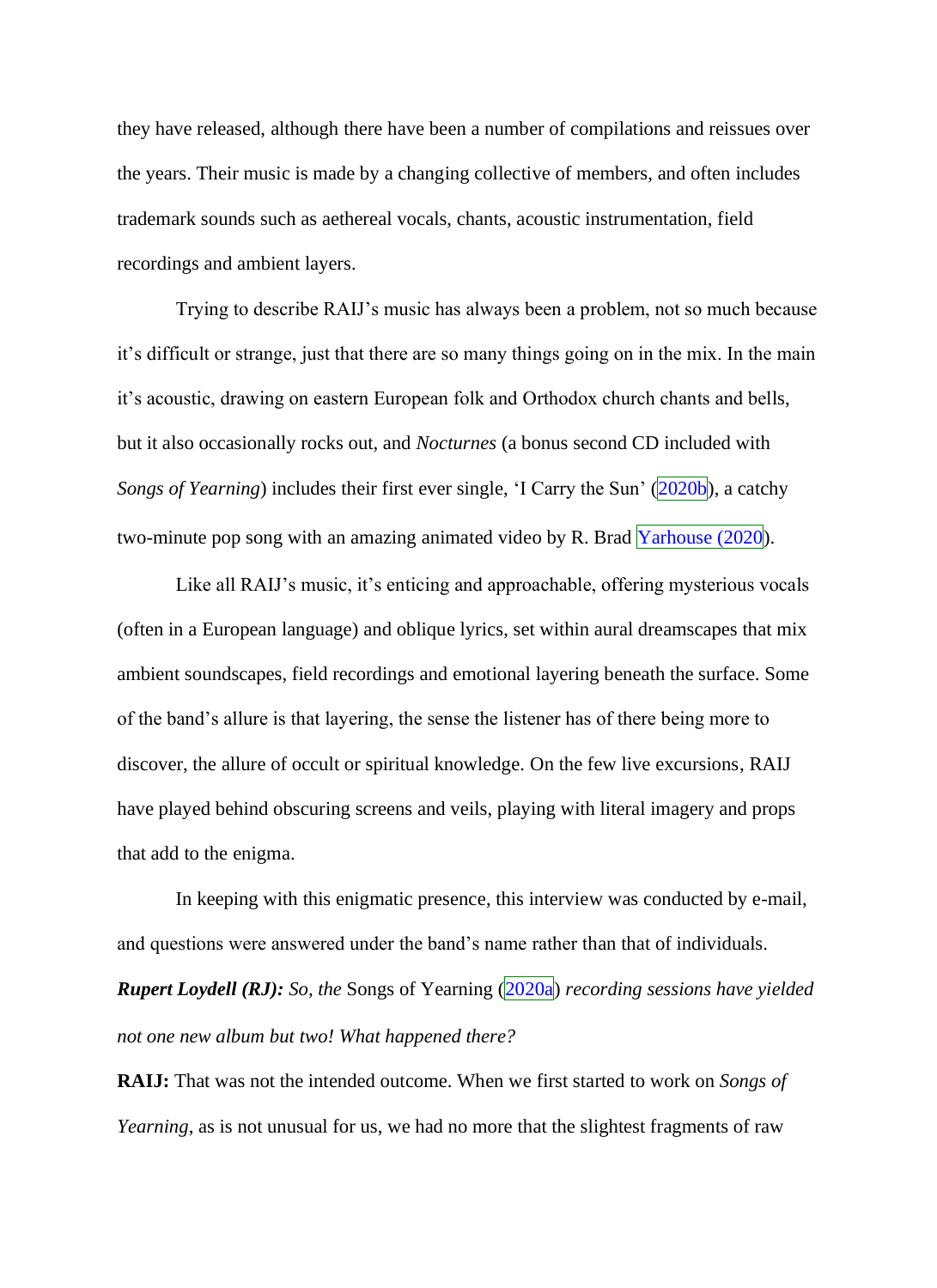they have released, although there have been a number of compilations and reissues over the years. Their music is made by a changing collective of members, and often includes trademark sounds such as aethereal vocals, chants, acoustic instrumentation, field recordings and ambient layers.

Trying to describe RAIJ's music has always been a problem, not so much because it's difficult or strange, just that there are so many things going on in the mix. In the main it's acoustic, drawing on eastern European folk and Orthodox church chants and bells, but it also occasionally rocks out, and *Nocturnes* (a bonus second CD included with *Songs of Yearning*) includes their first ever single, 'I Carry the Sun' (2020b), a catchy two-minute pop song with an amazing animated video by R. Brad Yarhouse (2020).

Like all RAIJ's music, it's enticing and approachable, offering mysterious vocals (often in a European language) and oblique lyrics, set within aural dreamscapes that mix ambient soundscapes, field recordings and emotional layering beneath the surface. Some of the band's allure is that layering, the sense the listener has of there being more to discover, the allure of occult or spiritual knowledge. On the few live excursions, RAIJ have played behind obscuring screens and veils, playing with literal imagery and props that add to the enigma.

In keeping with this enigmatic presence, this interview was conducted by e-mail, and questions were answered under the band's name rather than that of individuals.

***Rupert Loydell (RJ):*** *So, the* Songs of Yearning (2020a) *recording sessions have yielded not one new album but two! What happened there?*

**RAIJ:** That was not the intended outcome. When we first started to work on *Songs of Yearning*, as is not unusual for us, we had no more that the slightest fragments of raw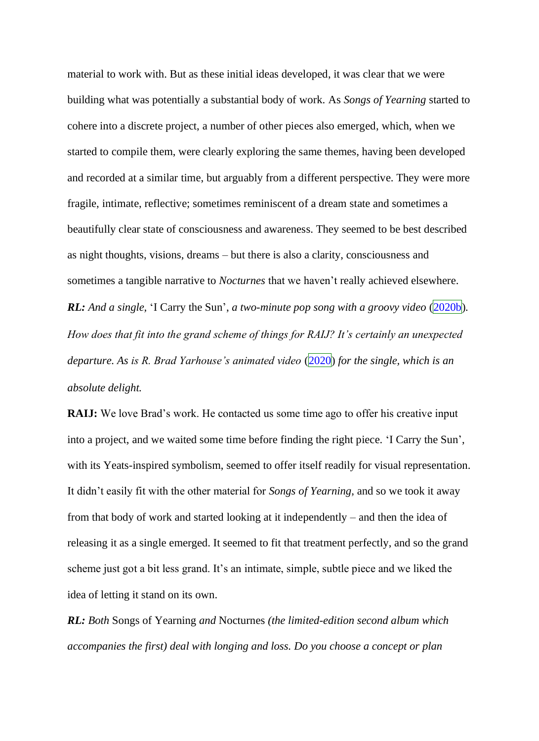material to work with. But as these initial ideas developed, it was clear that we were building what was potentially a substantial body of work. As *Songs of Yearning* started to cohere into a discrete project, a number of other pieces also emerged, which, when we started to compile them, were clearly exploring the same themes, having been developed and recorded at a similar time, but arguably from a different perspective. They were more fragile, intimate, reflective; sometimes reminiscent of a dream state and sometimes a beautifully clear state of consciousness and awareness. They seemed to be best described as night thoughts, visions, dreams – but there is also a clarity, consciousness and sometimes a tangible narrative to *Nocturnes* that we haven't really achieved elsewhere.

***RL:*** *And a single,* 'I Carry the Sun', *a two-minute pop song with a groovy video* (2020b)*. How does that fit into the grand scheme of things for RAIJ? It's certainly an unexpected departure. As is R. Brad Yarhouse's animated video* (2020) *for the single, which is an absolute delight.*

**RAIJ:** We love Brad's work. He contacted us some time ago to offer his creative input into a project, and we waited some time before finding the right piece. 'I Carry the Sun', with its Yeats-inspired symbolism, seemed to offer itself readily for visual representation. It didn't easily fit with the other material for *Songs of Yearning*, and so we took it away from that body of work and started looking at it independently – and then the idea of releasing it as a single emerged. It seemed to fit that treatment perfectly, and so the grand scheme just got a bit less grand. It's an intimate, simple, subtle piece and we liked the idea of letting it stand on its own.

***RL:*** *Both* Songs of Yearning *and* Nocturnes *(the limited-edition second album which accompanies the first) deal with longing and loss. Do you choose a concept or plan*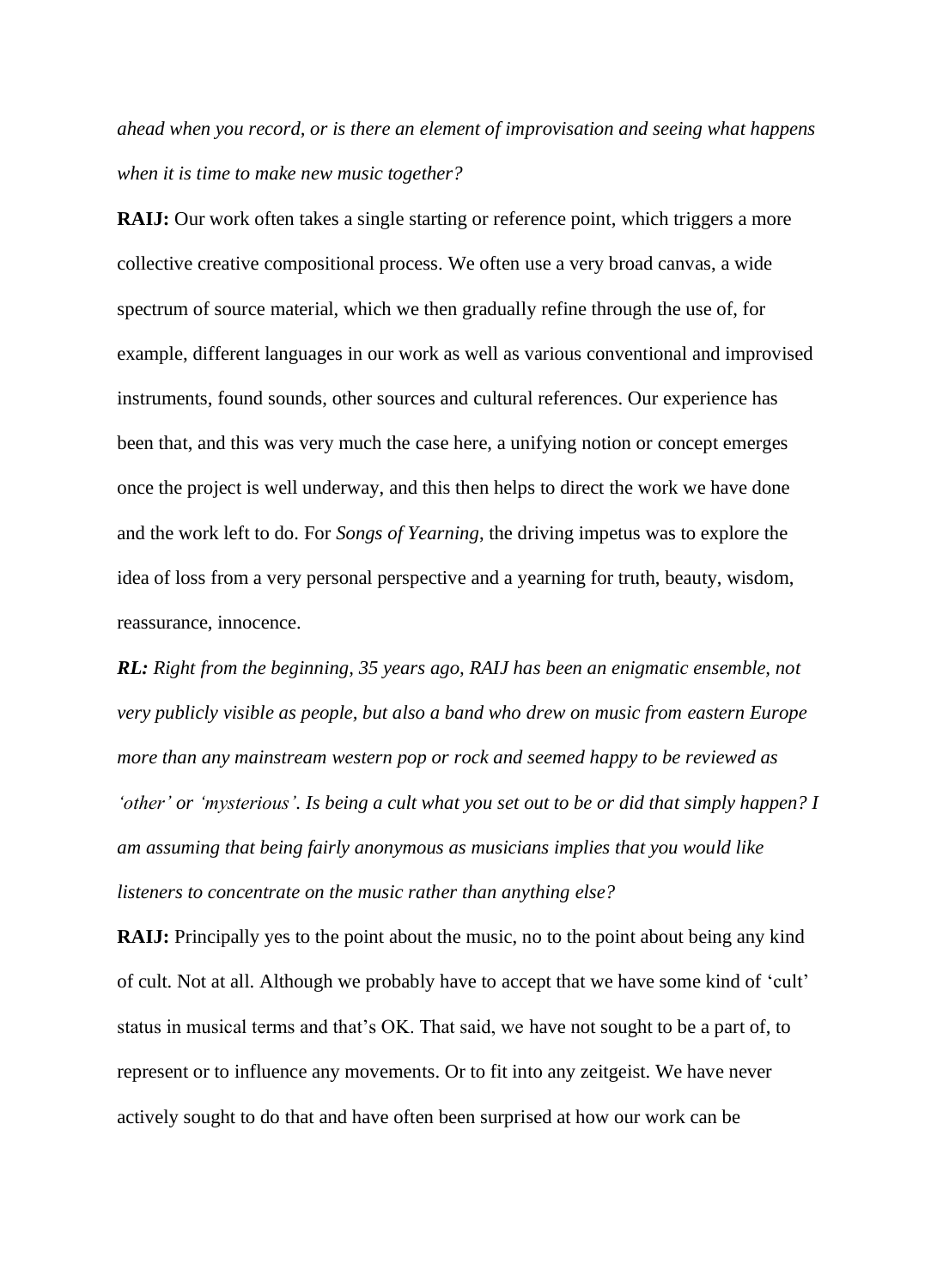*ahead when you record, or is there an element of improvisation and seeing what happens when it is time to make new music together?*

**RAIJ:** Our work often takes a single starting or reference point, which triggers a more collective creative compositional process. We often use a very broad canvas, a wide spectrum of source material, which we then gradually refine through the use of, for example, different languages in our work as well as various conventional and improvised instruments, found sounds, other sources and cultural references. Our experience has been that, and this was very much the case here, a unifying notion or concept emerges once the project is well underway, and this then helps to direct the work we have done and the work left to do. For *Songs of Yearning*, the driving impetus was to explore the idea of loss from a very personal perspective and a yearning for truth, beauty, wisdom, reassurance, innocence.

***RL:*** *Right from the beginning, 35 years ago, RAIJ has been an enigmatic ensemble, not very publicly visible as people, but also a band who drew on music from eastern Europe more than any mainstream western pop or rock and seemed happy to be reviewed as 'other' or 'mysterious'. Is being a cult what you set out to be or did that simply happen? I am assuming that being fairly anonymous as musicians implies that you would like listeners to concentrate on the music rather than anything else?*

**RAIJ:** Principally yes to the point about the music, no to the point about being any kind of cult. Not at all. Although we probably have to accept that we have some kind of 'cult' status in musical terms and that's OK. That said, we have not sought to be a part of, to represent or to influence any movements. Or to fit into any zeitgeist. We have never actively sought to do that and have often been surprised at how our work can be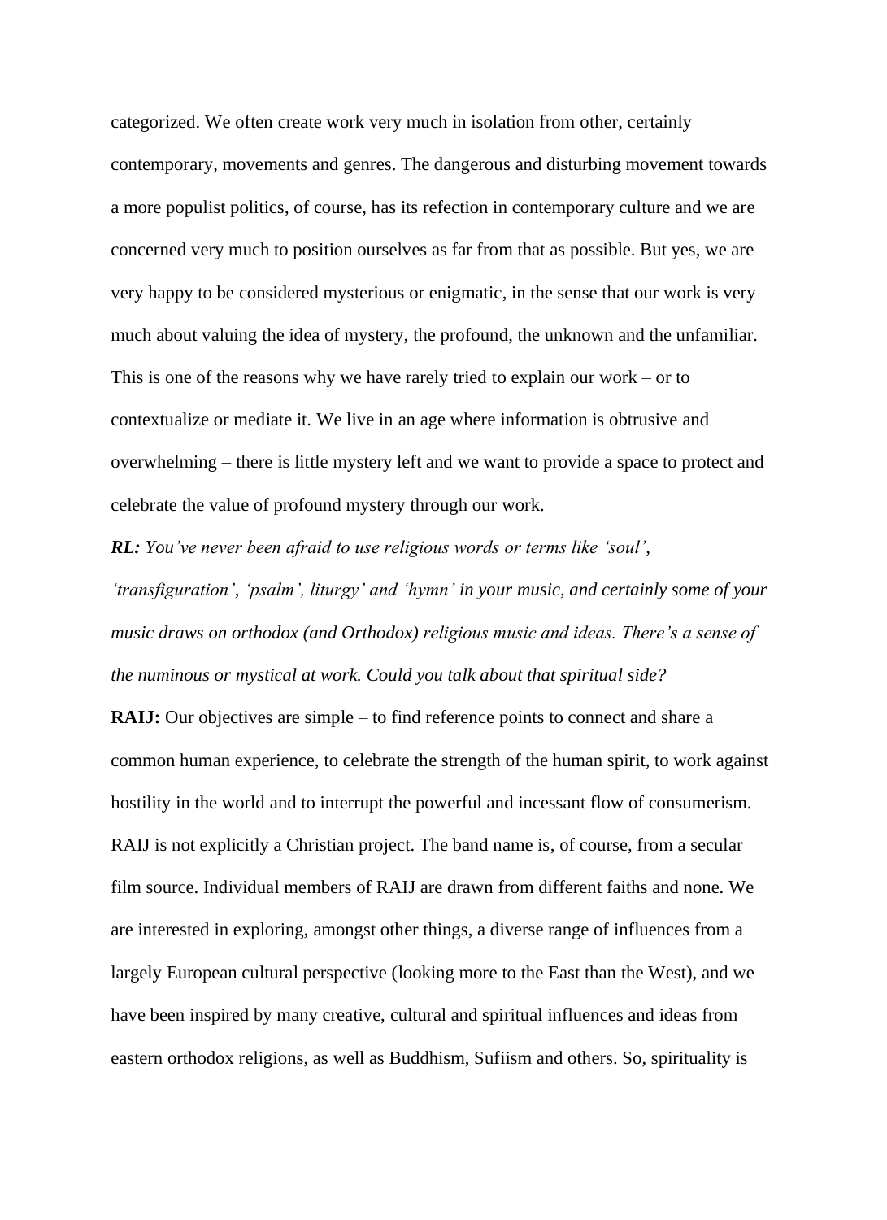categorized. We often create work very much in isolation from other, certainly contemporary, movements and genres. The dangerous and disturbing movement towards a more populist politics, of course, has its refection in contemporary culture and we are concerned very much to position ourselves as far from that as possible. But yes, we are very happy to be considered mysterious or enigmatic, in the sense that our work is very much about valuing the idea of mystery, the profound, the unknown and the unfamiliar. This is one of the reasons why we have rarely tried to explain our work – or to contextualize or mediate it. We live in an age where information is obtrusive and overwhelming – there is little mystery left and we want to provide a space to protect and celebrate the value of profound mystery through our work.

***RL:*** *You've never been afraid to use religious words or terms like 'soul', 'transfiguration', 'psalm', liturgy' and 'hymn' in your music, and certainly some of your music draws on orthodox (and Orthodox) religious music and ideas. There's a sense of the numinous or mystical at work. Could you talk about that spiritual side?*

**RAIJ:** Our objectives are simple – to find reference points to connect and share a common human experience, to celebrate the strength of the human spirit, to work against hostility in the world and to interrupt the powerful and incessant flow of consumerism. RAIJ is not explicitly a Christian project. The band name is, of course, from a secular film source. Individual members of RAIJ are drawn from different faiths and none. We are interested in exploring, amongst other things, a diverse range of influences from a largely European cultural perspective (looking more to the East than the West), and we have been inspired by many creative, cultural and spiritual influences and ideas from eastern orthodox religions, as well as Buddhism, Sufiism and others. So, spirituality is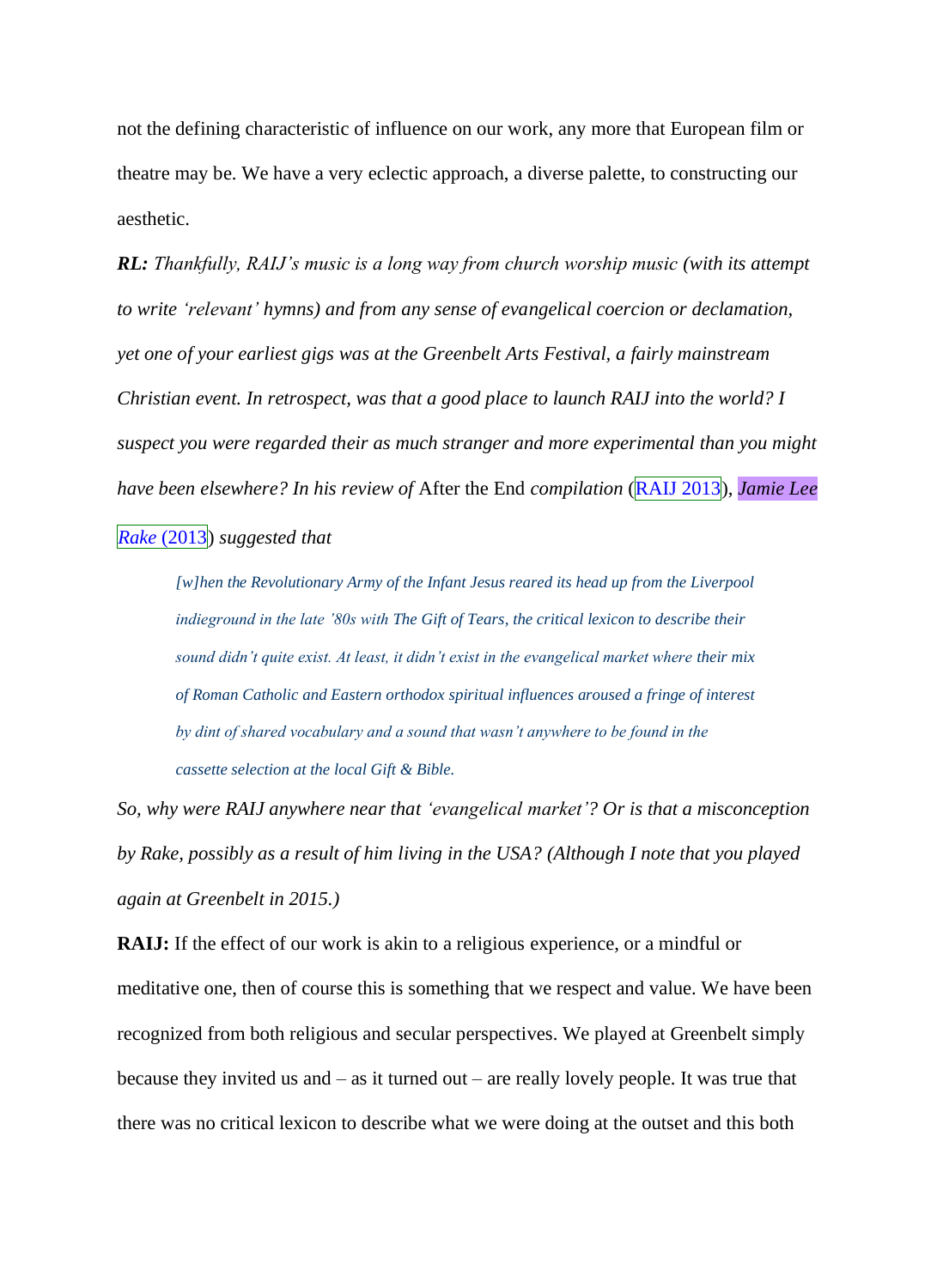not the defining characteristic of influence on our work, any more that European film or theatre may be. We have a very eclectic approach, a diverse palette, to constructing our aesthetic.

***RL:*** *Thankfully, RAIJ's music is a long way from church worship music (with its attempt to write 'relevant' hymns) and from any sense of evangelical coercion or declamation, yet one of your earliest gigs was at the Greenbelt Arts Festival, a fairly mainstream Christian event. In retrospect, was that a good place to launch RAIJ into the world? I suspect you were regarded their as much stranger and more experimental than you might have been elsewhere? In his review of* After the End *compilation* (RAIJ 2013), *Jamie Lee Rake* (2013) *suggested that*

> *[w]hen the Revolutionary Army of the Infant Jesus reared its head up from the Liverpool indieground in the late '80s with The Gift of Tears, the critical lexicon to describe their sound didn't quite exist. At least, it didn't exist in the evangelical market where their mix of Roman Catholic and Eastern orthodox spiritual influences aroused a fringe of interest by dint of shared vocabulary and a sound that wasn't anywhere to be found in the cassette selection at the local Gift & Bible.*

*So, why were RAIJ anywhere near that 'evangelical market'? Or is that a misconception by Rake, possibly as a result of him living in the USA? (Although I note that you played again at Greenbelt in 2015.)*

**RAIJ:** If the effect of our work is akin to a religious experience, or a mindful or meditative one, then of course this is something that we respect and value. We have been recognized from both religious and secular perspectives. We played at Greenbelt simply because they invited us and – as it turned out – are really lovely people. It was true that there was no critical lexicon to describe what we were doing at the outset and this both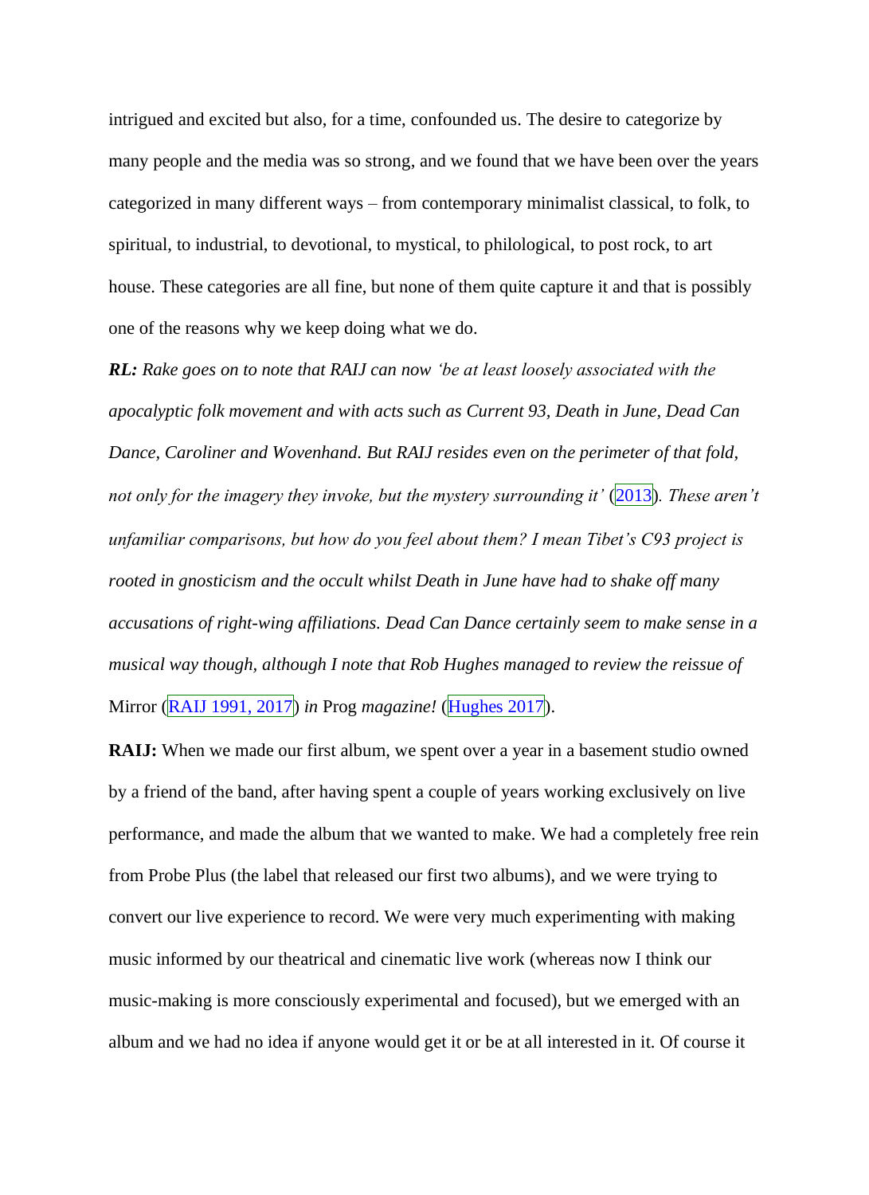intrigued and excited but also, for a time, confounded us. The desire to categorize by many people and the media was so strong, and we found that we have been over the years categorized in many different ways – from contemporary minimalist classical, to folk, to spiritual, to industrial, to devotional, to mystical, to philological, to post rock, to art house. These categories are all fine, but none of them quite capture it and that is possibly one of the reasons why we keep doing what we do.

***RL:*** *Rake goes on to note that RAIJ can now 'be at least loosely associated with the apocalyptic folk movement and with acts such as Current 93, Death in June, Dead Can Dance, Caroliner and Wovenhand. But RAIJ resides even on the perimeter of that fold, not only for the imagery they invoke, but the mystery surrounding it'* (2013)*. These aren't unfamiliar comparisons, but how do you feel about them? I mean Tibet's C93 project is rooted in gnosticism and the occult whilst Death in June have had to shake off many accusations of right-wing affiliations. Dead Can Dance certainly seem to make sense in a musical way though, although I note that Rob Hughes managed to review the reissue of* Mirror (RAIJ 1991, 2017) *in* Prog *magazine!* (Hughes 2017).

**RAIJ:** When we made our first album, we spent over a year in a basement studio owned by a friend of the band, after having spent a couple of years working exclusively on live performance, and made the album that we wanted to make. We had a completely free rein from Probe Plus (the label that released our first two albums), and we were trying to convert our live experience to record. We were very much experimenting with making music informed by our theatrical and cinematic live work (whereas now I think our music-making is more consciously experimental and focused), but we emerged with an album and we had no idea if anyone would get it or be at all interested in it. Of course it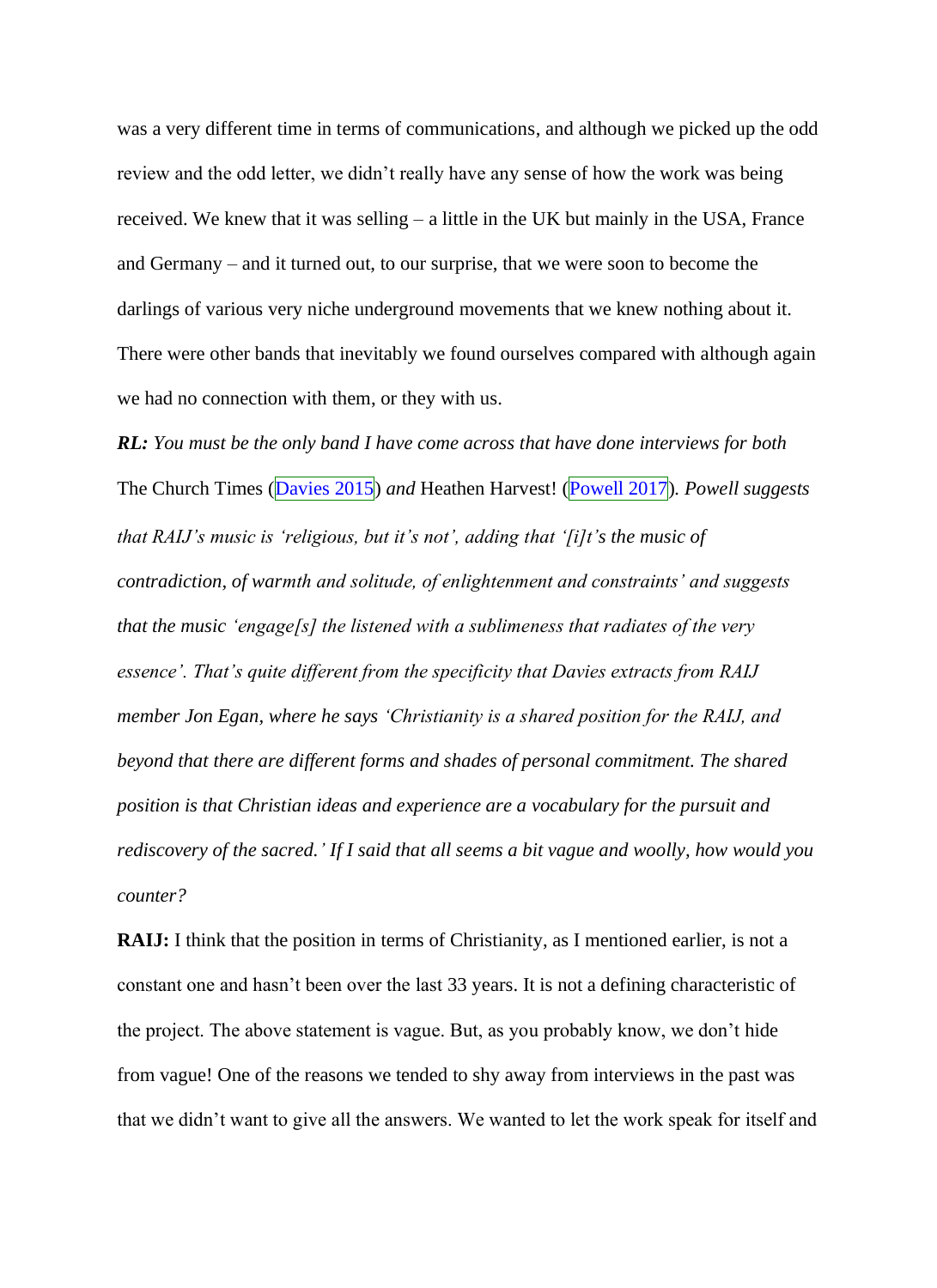was a very different time in terms of communications, and although we picked up the odd review and the odd letter, we didn't really have any sense of how the work was being received. We knew that it was selling – a little in the UK but mainly in the USA, France and Germany – and it turned out, to our surprise, that we were soon to become the darlings of various very niche underground movements that we knew nothing about it. There were other bands that inevitably we found ourselves compared with although again we had no connection with them, or they with us.

***RL:*** *You must be the only band I have come across that have done interviews for both* The Church Times (Davies 2015) *and* Heathen Harvest! (Powell 2017). *Powell suggests that RAIJ's music is 'religious, but it's not', adding that '[i]t's the music of contradiction, of warmth and solitude, of enlightenment and constraints' and suggests that the music 'engage[s] the listened with a sublimeness that radiates of the very essence'. That's quite different from the specificity that Davies extracts from RAIJ member Jon Egan, where he says 'Christianity is a shared position for the RAIJ, and beyond that there are different forms and shades of personal commitment. The shared position is that Christian ideas and experience are a vocabulary for the pursuit and rediscovery of the sacred.' If I said that all seems a bit vague and woolly, how would you counter?*

**RAIJ:** I think that the position in terms of Christianity, as I mentioned earlier, is not a constant one and hasn't been over the last 33 years. It is not a defining characteristic of the project. The above statement is vague. But, as you probably know, we don't hide from vague! One of the reasons we tended to shy away from interviews in the past was that we didn't want to give all the answers. We wanted to let the work speak for itself and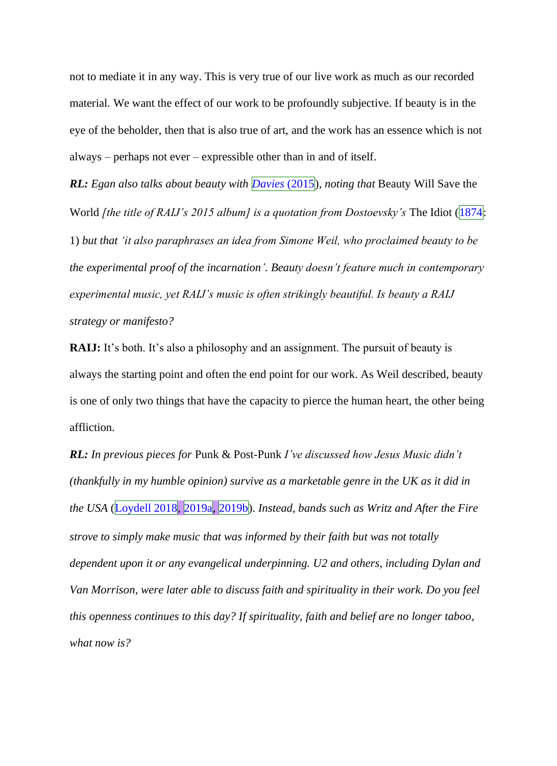not to mediate it in any way. This is very true of our live work as much as our recorded material. We want the effect of our work to be profoundly subjective. If beauty is in the eye of the beholder, then that is also true of art, and the work has an essence which is not always – perhaps not ever – expressible other than in and of itself.

***RL:*** *Egan also talks about beauty with Davies (2015), noting that* Beauty Will Save the World *[the title of RAIJ's 2015 album] is a quotation from Dostoevsky's* The Idiot (1874: 1) *but that 'it also paraphrases an idea from Simone Weil, who proclaimed beauty to be the experimental proof of the incarnation'. Beauty doesn't feature much in contemporary experimental music, yet RAIJ's music is often strikingly beautiful. Is beauty a RAIJ strategy or manifesto?*

**RAIJ:** It's both. It's also a philosophy and an assignment. The pursuit of beauty is always the starting point and often the end point for our work. As Weil described, beauty is one of only two things that have the capacity to pierce the human heart, the other being affliction.

***RL:*** *In previous pieces for* Punk & Post-Punk *I've discussed how Jesus Music didn't (thankfully in my humble opinion) survive as a marketable genre in the UK as it did in the USA* (Loydell 2018, 2019a, 2019b)*. Instead, bands such as Writz and After the Fire strove to simply make music that was informed by their faith but was not totally dependent upon it or any evangelical underpinning. U2 and others, including Dylan and Van Morrison, were later able to discuss faith and spirituality in their work. Do you feel this openness continues to this day? If spirituality, faith and belief are no longer taboo, what now is?*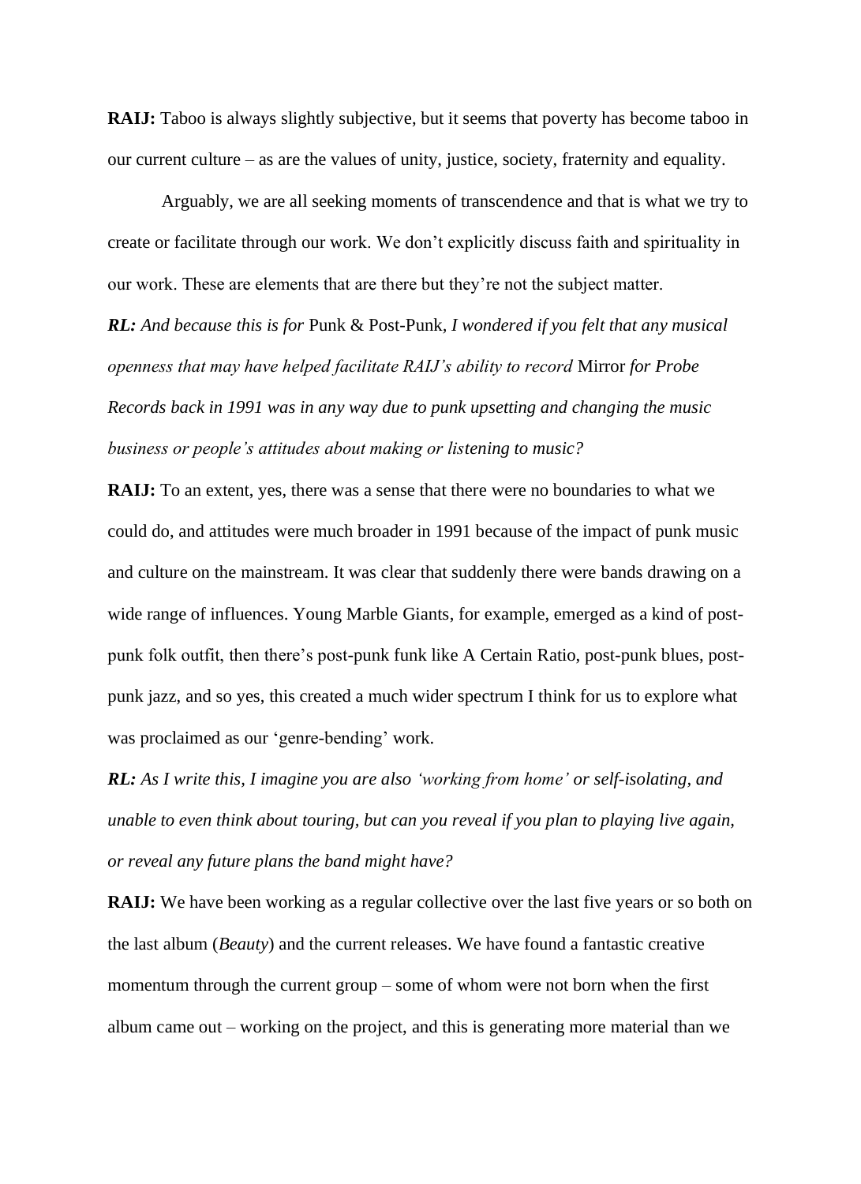**RAIJ:** Taboo is always slightly subjective, but it seems that poverty has become taboo in our current culture – as are the values of unity, justice, society, fraternity and equality.

Arguably, we are all seeking moments of transcendence and that is what we try to create or facilitate through our work. We don't explicitly discuss faith and spirituality in our work. These are elements that are there but they're not the subject matter.

***RL:*** *And because this is for* Punk & Post-Punk, *I wondered if you felt that any musical openness that may have helped facilitate RAIJ's ability to record* Mirror *for Probe Records back in 1991 was in any way due to punk upsetting and changing the music business or people's attitudes about making or listening to music?*

**RAIJ:** To an extent, yes, there was a sense that there were no boundaries to what we could do, and attitudes were much broader in 1991 because of the impact of punk music and culture on the mainstream. It was clear that suddenly there were bands drawing on a wide range of influences. Young Marble Giants, for example, emerged as a kind of post-punk folk outfit, then there's post-punk funk like A Certain Ratio, post-punk blues, post-punk jazz, and so yes, this created a much wider spectrum I think for us to explore what was proclaimed as our 'genre-bending' work.

***RL:*** *As I write this, I imagine you are also 'working from home' or self-isolating, and unable to even think about touring, but can you reveal if you plan to playing live again, or reveal any future plans the band might have?*

**RAIJ:** We have been working as a regular collective over the last five years or so both on the last album (*Beauty*) and the current releases. We have found a fantastic creative momentum through the current group – some of whom were not born when the first album came out – working on the project, and this is generating more material than we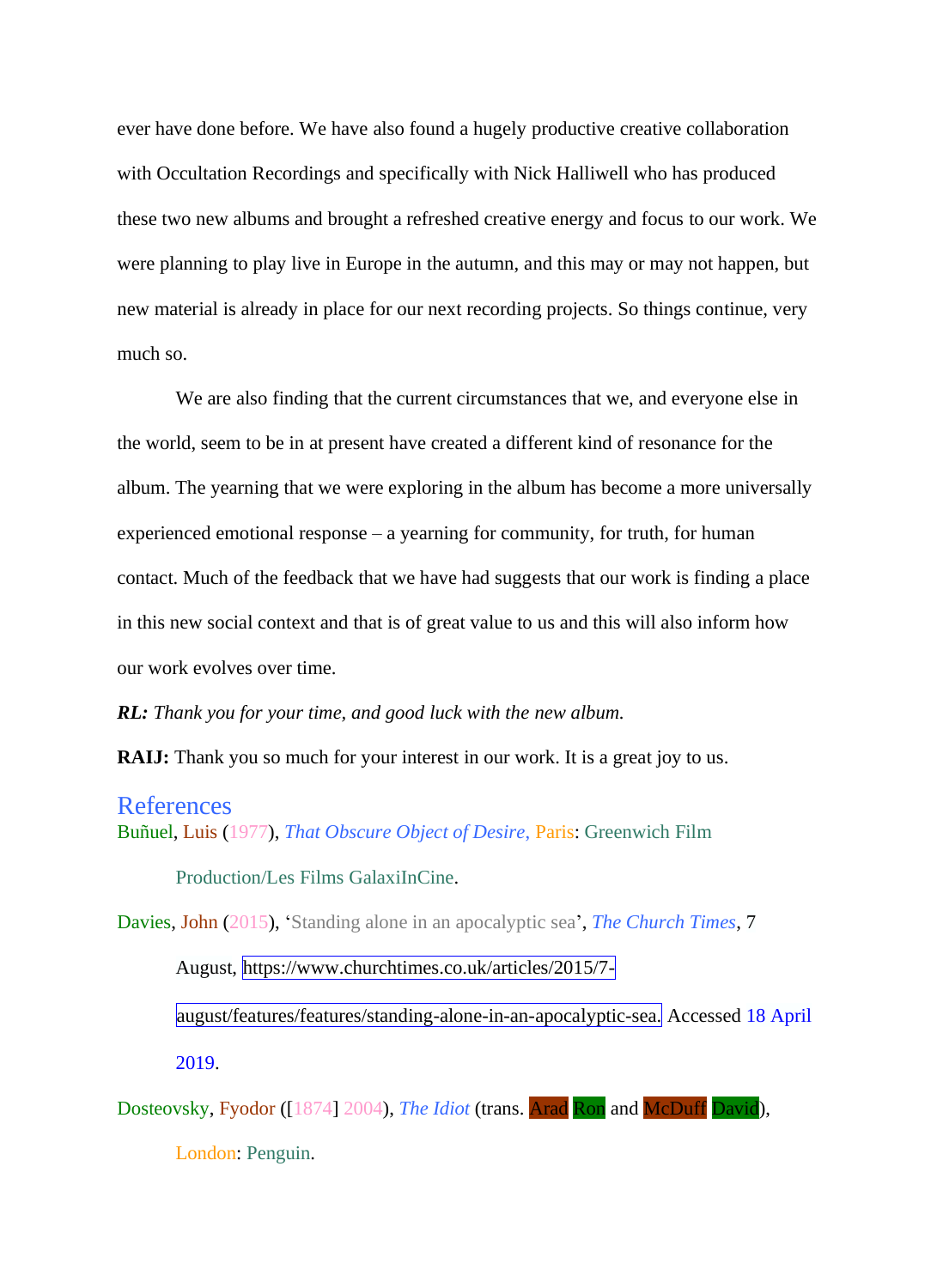ever have done before. We have also found a hugely productive creative collaboration with Occultation Recordings and specifically with Nick Halliwell who has produced these two new albums and brought a refreshed creative energy and focus to our work. We were planning to play live in Europe in the autumn, and this may or may not happen, but new material is already in place for our next recording projects. So things continue, very much so.

We are also finding that the current circumstances that we, and everyone else in the world, seem to be in at present have created a different kind of resonance for the album. The yearning that we were exploring in the album has become a more universally experienced emotional response – a yearning for community, for truth, for human contact. Much of the feedback that we have had suggests that our work is finding a place in this new social context and that is of great value to us and this will also inform how our work evolves over time.

***RL:*** *Thank you for your time, and good luck with the new album.*

**RAIJ:** Thank you so much for your interest in our work. It is a great joy to us.

## References

Buñuel, Luis (1977), *That Obscure Object of Desire*, Paris: Greenwich Film Production/Les Films GalaxiInCine.

Davies, John (2015), 'Standing alone in an apocalyptic sea', *The Church Times*, 7 August, https://www.churchtimes.co.uk/articles/2015/7-august/features/features/standing-alone-in-an-apocalyptic-sea. Accessed 18 April 2019.

Dosteovsky, Fyodor ([1874] 2004), *The Idiot* (trans. Arad Ron and McDuff David), London: Penguin.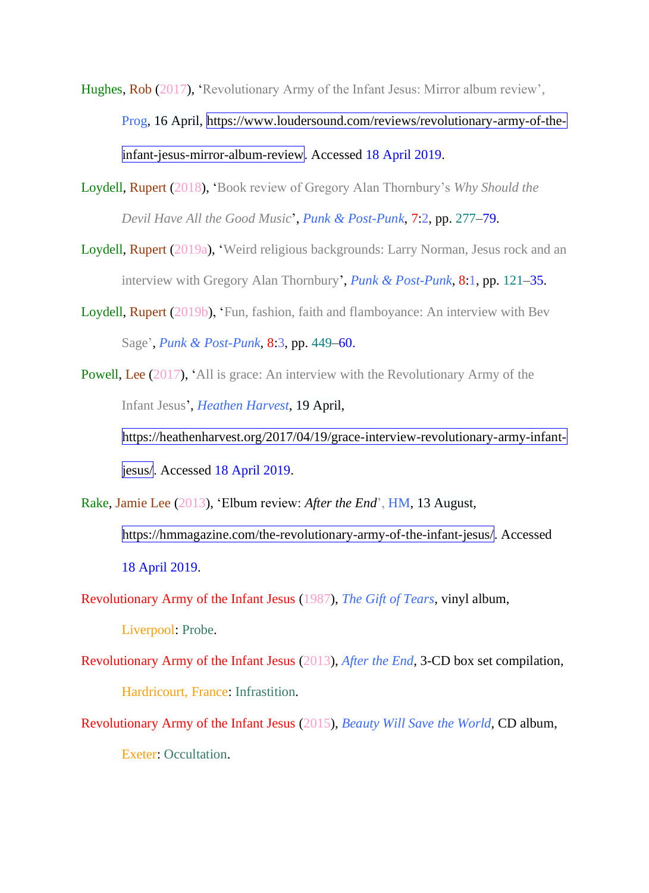Hughes, Rob (2017), 'Revolutionary Army of the Infant Jesus: Mirror album review', *Prog*, 16 April, https://www.loudersound.com/reviews/revolutionary-army-of-the-infant-jesus-mirror-album-review. Accessed 18 April 2019.

Loydell, Rupert (2018), 'Book review of Gregory Alan Thornbury's *Why Should the Devil Have All the Good Music*', *Punk & Post-Punk*, 7:2, pp. 277–79.

Loydell, Rupert (2019a), 'Weird religious backgrounds: Larry Norman, Jesus rock and an interview with Gregory Alan Thornbury', *Punk & Post-Punk*, 8:1, pp. 121–35.

Loydell, Rupert (2019b), 'Fun, fashion, faith and flamboyance: An interview with Bev Sage', *Punk & Post-Punk*, 8:3, pp. 449–60.

Powell, Lee (2017), 'All is grace: An interview with the Revolutionary Army of the Infant Jesus', *Heathen Harvest*, 19 April, https://heathenharvest.org/2017/04/19/grace-interview-revolutionary-army-infant-jesus/. Accessed 18 April 2019.

Rake, Jamie Lee (2013), 'Elbum review: *After the End*', HM, 13 August, https://hmmagazine.com/the-revolutionary-army-of-the-infant-jesus/. Accessed 18 April 2019.

Revolutionary Army of the Infant Jesus (1987), *The Gift of Tears*, vinyl album, Liverpool: Probe.

Revolutionary Army of the Infant Jesus (2013), *After the End*, 3-CD box set compilation, Hardricourt, France: Infrastition.

Revolutionary Army of the Infant Jesus (2015), *Beauty Will Save the World*, CD album, Exeter: Occultation.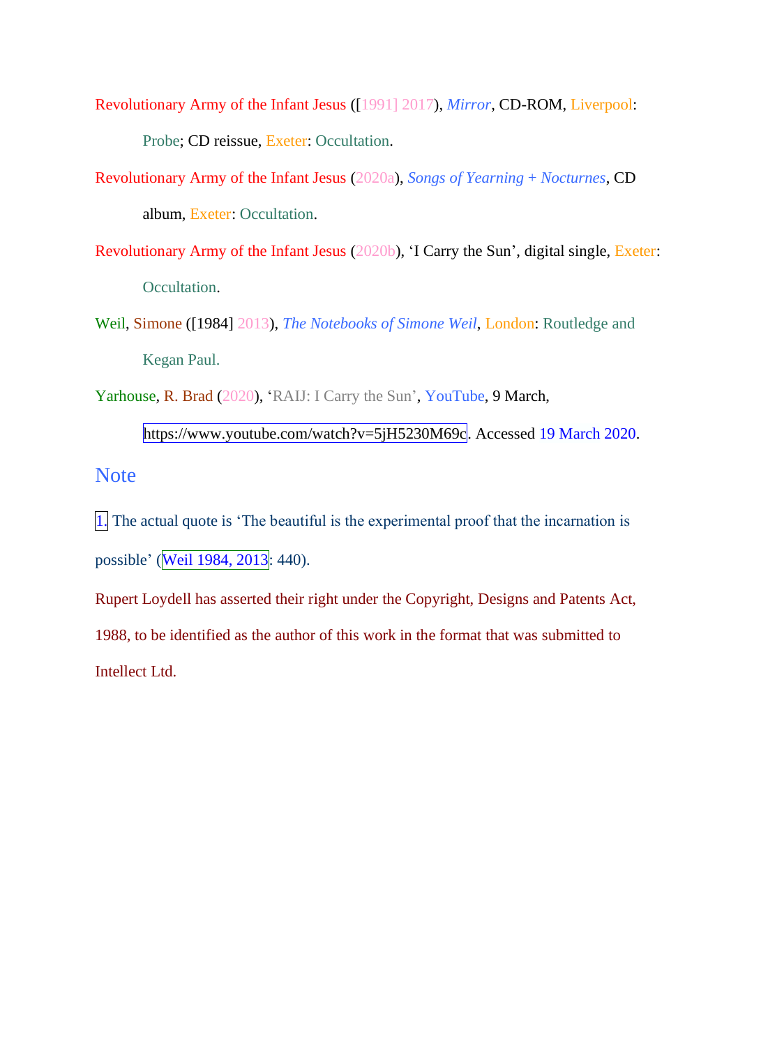Revolutionary Army of the Infant Jesus ([1991] 2017), *Mirror*, CD-ROM, Liverpool: Probe; CD reissue, Exeter: Occultation.

Revolutionary Army of the Infant Jesus (2020a), *Songs of Yearning + Nocturnes*, CD album, Exeter: Occultation.

Revolutionary Army of the Infant Jesus (2020b), ‘I Carry the Sun’, digital single, Exeter: Occultation.

Weil, Simone ([1984] 2013), *The Notebooks of Simone Weil*, London: Routledge and Kegan Paul.

Yarhouse, R. Brad (2020), ‘RAIJ: I Carry the Sun’, YouTube, 9 March, https://www.youtube.com/watch?v=5jH5230M69c. Accessed 19 March 2020.

## Note

1. The actual quote is ‘The beautiful is the experimental proof that the incarnation is possible’ (Weil 1984, 2013: 440).

Rupert Loydell has asserted their right under the Copyright, Designs and Patents Act, 1988, to be identified as the author of this work in the format that was submitted to Intellect Ltd.